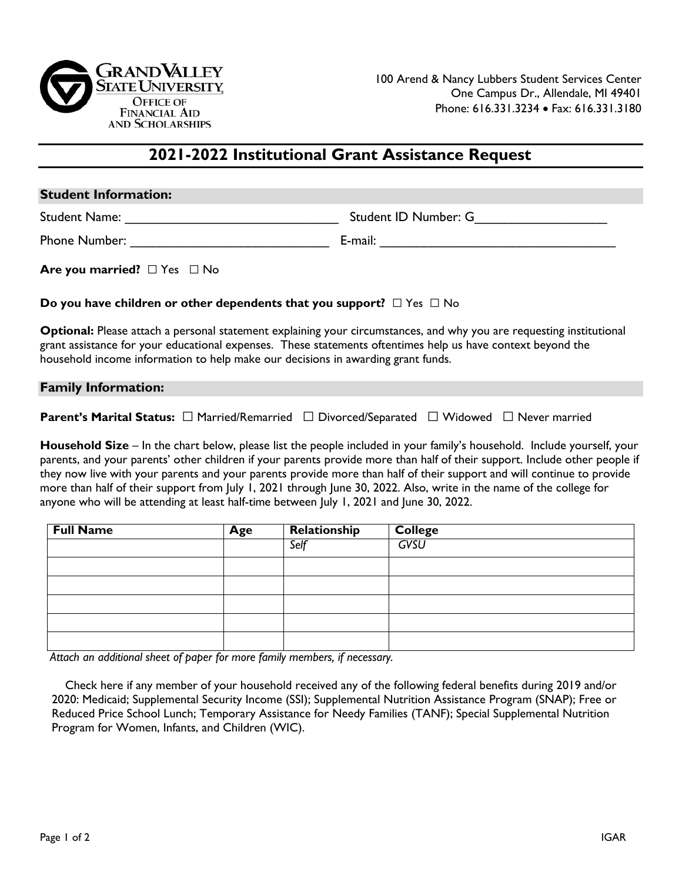GRAND VALLEY STATE UNIVERSITY
OFFICE OF FINANCIAL AID AND SCHOLARSHIPS

100 Arend & Nancy Lubbers Student Services Center
One Campus Dr., Allendale, MI 49401
Phone: 616.331.3234 • Fax: 616.331.3180

# 2021-2022 Institutional Grant Assistance Request

## Student Information:

Student Name: ______________________________ Student ID Number: G__________________

Phone Number: ____________________________ E-mail: __________________________________

**Are you married?** ☐ Yes ☐ No

**Do you have children or other dependents that you support?** ☐ Yes ☐ No

**Optional:** Please attach a personal statement explaining your circumstances, and why you are requesting institutional grant assistance for your educational expenses. These statements oftentimes help us have context beyond the household income information to help make our decisions in awarding grant funds.

## Family Information:

**Parent's Marital Status:** ☐ Married/Remarried ☐ Divorced/Separated ☐ Widowed ☐ Never married

**Household Size** – In the chart below, please list the people included in your family's household. Include yourself, your parents, and your parents' other children if your parents provide more than half of their support. Include other people if they now live with your parents and your parents provide more than half of their support and will continue to provide more than half of their support from July 1, 2021 through June 30, 2022. Also, write in the name of the college for anyone who will be attending at least half-time between July 1, 2021 and June 30, 2022.

| Full Name | Age | Relationship | College |
|---|---|---|---|
| | | *Self* | *GVSU* |
| | | | |
| | | | |
| | | | |
| | | | |
| | | | |

*Attach an additional sheet of paper for more family members, if necessary.*

Check here if any member of your household received any of the following federal benefits during 2019 and/or 2020: Medicaid; Supplemental Security Income (SSI); Supplemental Nutrition Assistance Program (SNAP); Free or Reduced Price School Lunch; Temporary Assistance for Needy Families (TANF); Special Supplemental Nutrition Program for Women, Infants, and Children (WIC).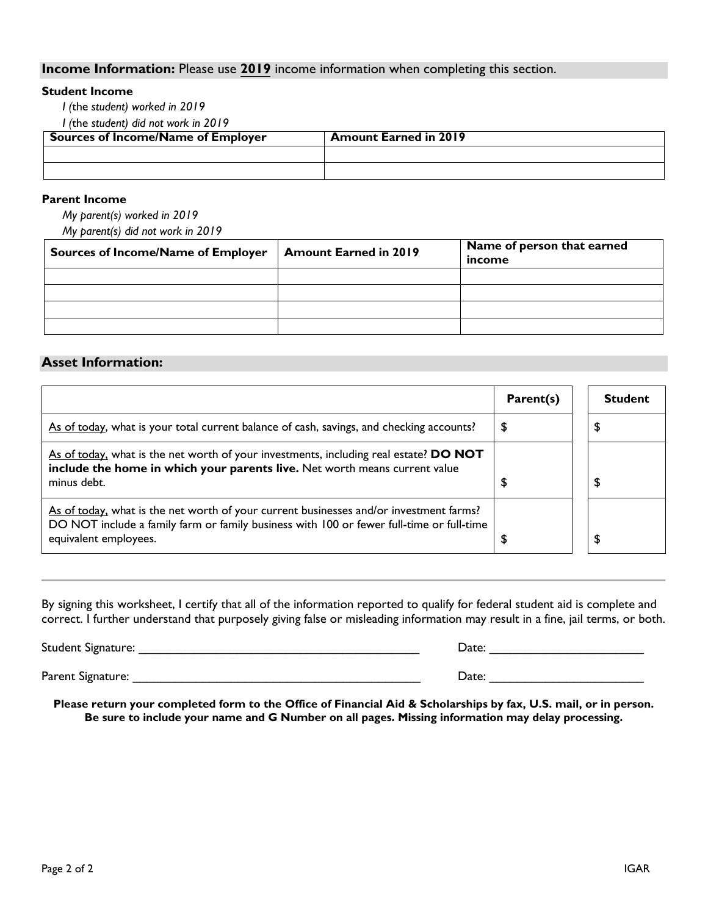## **Income Information:** Please use **2019** income information when completing this section.

**Student Income**

*I (the student) worked in 2019*

*I (the student) did not work in 2019*

| Sources of Income/Name of Employer | Amount Earned in 2019 |
| --- | --- |
| | |
| | |

**Parent Income**

*My parent(s) worked in 2019*

*My parent(s) did not work in 2019*

| Sources of Income/Name of Employer | Amount Earned in 2019 | Name of person that earned income |
| --- | --- | --- |
| | | |
| | | |
| | | |
| | | |

## **Asset Information:**

| | Parent(s) | Student |
| --- | --- | --- |
| As of today, what is your total current balance of cash, savings, and checking accounts? | $ | $ |
| As of today, what is the net worth of your investments, including real estate? **DO NOT include the home in which your parents live.** Net worth means current value minus debt. | $ | $ |
| As of today, what is the net worth of your current businesses and/or investment farms? DO NOT include a family farm or family business with 100 or fewer full-time or full-time equivalent employees. | $ | $ |

---

By signing this worksheet, I certify that all of the information reported to qualify for federal student aid is complete and correct. I further understand that purposely giving false or misleading information may result in a fine, jail terms, or both.

Student Signature: ___________________________________________ Date: ________________________

Parent Signature: ____________________________________________ Date: ________________________

**Please return your completed form to the Office of Financial Aid & Scholarships by fax, U.S. mail, or in person. Be sure to include your name and G Number on all pages. Missing information may delay processing.**

IGAR